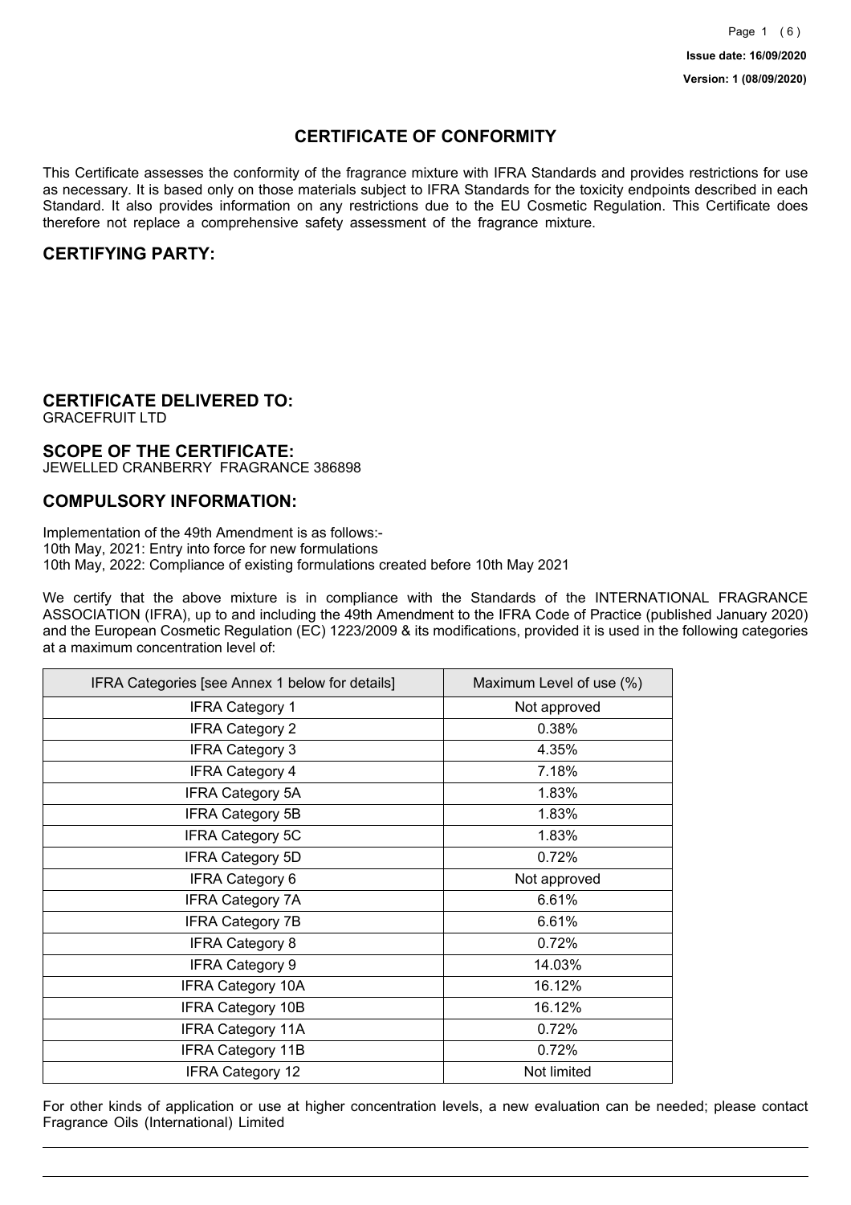Issue date: 16/09/2020

Version: 1 (08/09/2020)

# CERTIFICATE OF CONFORMITY

This Certificate assesses the conformity of the fragrance mixture with IFRA Standards and provides restrictions for use as necessary. It is based only on those materials subject to IFRA Standards for the toxicity endpoints described in each Standard. It also provides information on any restrictions due to the EU Cosmetic Regulation. This Certificate does therefore not replace a comprehensive safety assessment of the fragrance mixture.

## CERTIFYING PARTY:

## CERTIFICATE DELIVERED TO:

GRACEFRUIT LTD

## SCOPE OF THE CERTIFICATE:

JEWELLED CRANBERRY FRAGRANCE 386898

## COMPULSORY INFORMATION:

Implementation of the 49th Amendment is as follows:-
10th May, 2021: Entry into force for new formulations
10th May, 2022: Compliance of existing formulations created before 10th May 2021

We certify that the above mixture is in compliance with the Standards of the INTERNATIONAL FRAGRANCE ASSOCIATION (IFRA), up to and including the 49th Amendment to the IFRA Code of Practice (published January 2020) and the European Cosmetic Regulation (EC) 1223/2009 & its modifications, provided it is used in the following categories at a maximum concentration level of:

| IFRA Categories [see Annex 1 below for details] | Maximum Level of use (%) |
|---|---|
| IFRA Category 1 | Not approved |
| IFRA Category 2 | 0.38% |
| IFRA Category 3 | 4.35% |
| IFRA Category 4 | 7.18% |
| IFRA Category 5A | 1.83% |
| IFRA Category 5B | 1.83% |
| IFRA Category 5C | 1.83% |
| IFRA Category 5D | 0.72% |
| IFRA Category 6 | Not approved |
| IFRA Category 7A | 6.61% |
| IFRA Category 7B | 6.61% |
| IFRA Category 8 | 0.72% |
| IFRA Category 9 | 14.03% |
| IFRA Category 10A | 16.12% |
| IFRA Category 10B | 16.12% |
| IFRA Category 11A | 0.72% |
| IFRA Category 11B | 0.72% |
| IFRA Category 12 | Not limited |

For other kinds of application or use at higher concentration levels, a new evaluation can be needed; please contact Fragrance Oils (International) Limited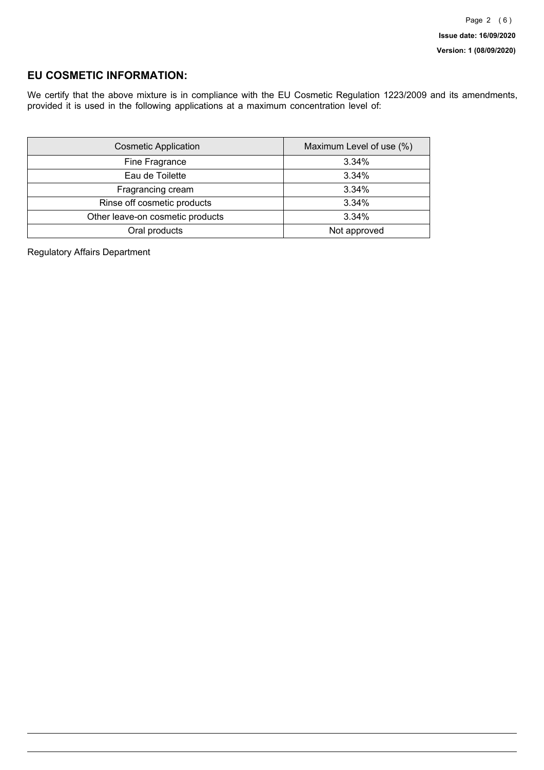Issue date: 16/09/2020

Version: 1 (08/09/2020)

## EU COSMETIC INFORMATION:

We certify that the above mixture is in compliance with the EU Cosmetic Regulation 1223/2009 and its amendments, provided it is used in the following applications at a maximum concentration level of:

| Cosmetic Application | Maximum Level of use (%) |
|---|---|
| Fine Fragrance | 3.34% |
| Eau de Toilette | 3.34% |
| Fragrancing cream | 3.34% |
| Rinse off cosmetic products | 3.34% |
| Other leave-on cosmetic products | 3.34% |
| Oral products | Not approved |

Regulatory Affairs Department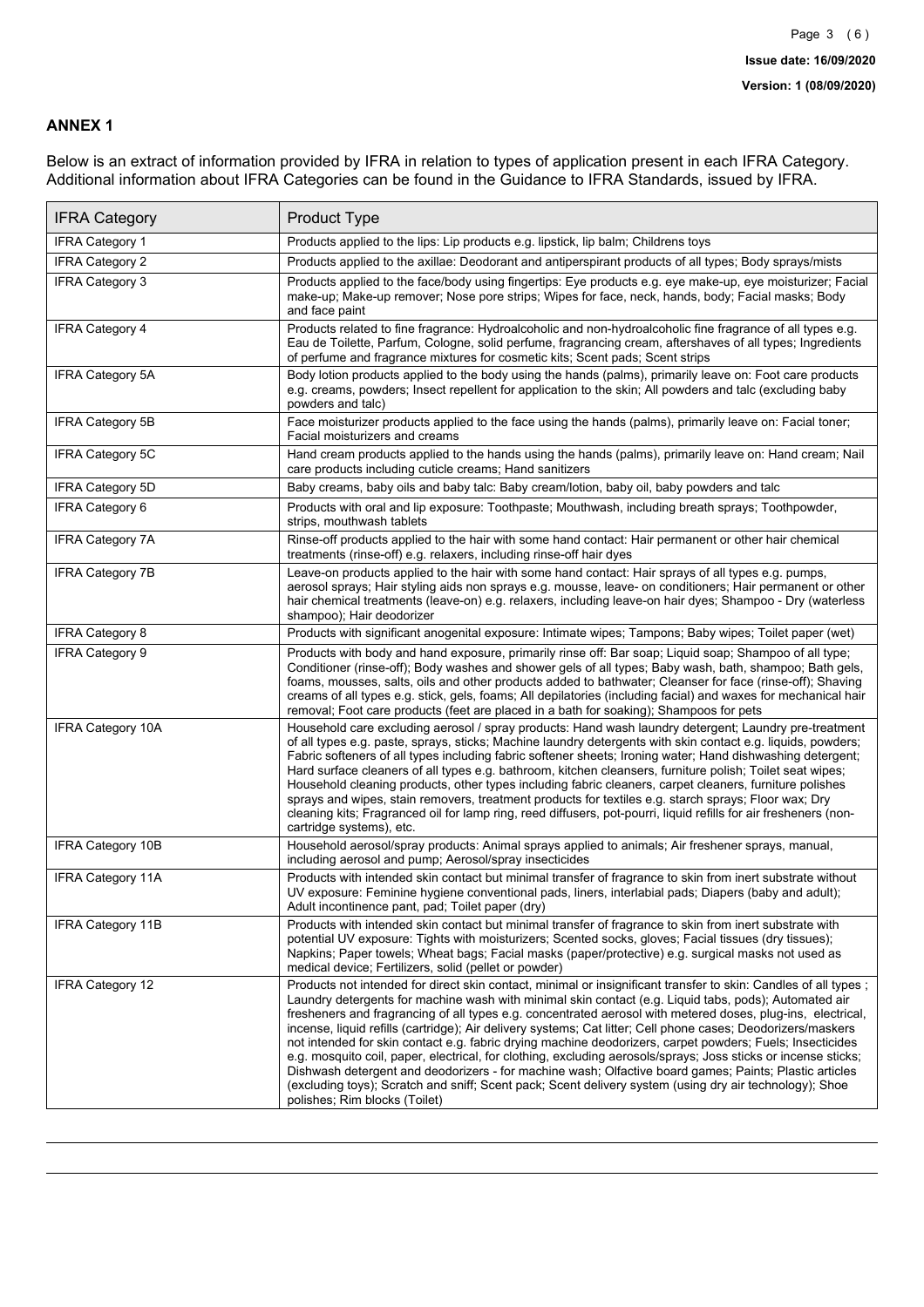## ANNEX 1

Below is an extract of information provided by IFRA in relation to types of application present in each IFRA Category. Additional information about IFRA Categories can be found in the Guidance to IFRA Standards, issued by IFRA.

| IFRA Category | Product Type |
|---|---|
| IFRA Category 1 | Products applied to the lips: Lip products e.g. lipstick, lip balm; Childrens toys |
| IFRA Category 2 | Products applied to the axillae: Deodorant and antiperspirant products of all types; Body sprays/mists |
| IFRA Category 3 | Products applied to the face/body using fingertips: Eye products e.g. eye make-up, eye moisturizer; Facial make-up; Make-up remover; Nose pore strips; Wipes for face, neck, hands, body; Facial masks; Body and face paint |
| IFRA Category 4 | Products related to fine fragrance: Hydroalcoholic and non-hydroalcoholic fine fragrance of all types e.g. Eau de Toilette, Parfum, Cologne, solid perfume, fragrancing cream, aftershaves of all types; Ingredients of perfume and fragrance mixtures for cosmetic kits; Scent pads; Scent strips |
| IFRA Category 5A | Body lotion products applied to the body using the hands (palms), primarily leave on: Foot care products e.g. creams, powders; Insect repellent for application to the skin; All powders and talc (excluding baby powders and talc) |
| IFRA Category 5B | Face moisturizer products applied to the face using the hands (palms), primarily leave on: Facial toner; Facial moisturizers and creams |
| IFRA Category 5C | Hand cream products applied to the hands using the hands (palms), primarily leave on: Hand cream; Nail care products including cuticle creams; Hand sanitizers |
| IFRA Category 5D | Baby creams, baby oils and baby talc: Baby cream/lotion, baby oil, baby powders and talc |
| IFRA Category 6 | Products with oral and lip exposure: Toothpaste; Mouthwash, including breath sprays; Toothpowder, strips, mouthwash tablets |
| IFRA Category 7A | Rinse-off products applied to the hair with some hand contact: Hair permanent or other hair chemical treatments (rinse-off) e.g. relaxers, including rinse-off hair dyes |
| IFRA Category 7B | Leave-on products applied to the hair with some hand contact: Hair sprays of all types e.g. pumps, aerosol sprays; Hair styling aids non sprays e.g. mousse, leave- on conditioners; Hair permanent or other hair chemical treatments (leave-on) e.g. relaxers, including leave-on hair dyes; Shampoo - Dry (waterless shampoo); Hair deodorizer |
| IFRA Category 8 | Products with significant anogenital exposure: Intimate wipes; Tampons; Baby wipes; Toilet paper (wet) |
| IFRA Category 9 | Products with body and hand exposure, primarily rinse off: Bar soap; Liquid soap; Shampoo of all type; Conditioner (rinse-off); Body washes and shower gels of all types; Baby wash, bath, shampoo; Bath gels, foams, mousses, salts, oils and other products added to bathwater; Cleanser for face (rinse-off); Shaving creams of all types e.g. stick, gels, foams; All depilatories (including facial) and waxes for mechanical hair removal; Foot care products (feet are placed in a bath for soaking); Shampoos for pets |
| IFRA Category 10A | Household care excluding aerosol / spray products: Hand wash laundry detergent; Laundry pre-treatment of all types e.g. paste, sprays, sticks; Machine laundry detergents with skin contact e.g. liquids, powders; Fabric softeners of all types including fabric softener sheets; Ironing water; Hand dishwashing detergent; Hard surface cleaners of all types e.g. bathroom, kitchen cleansers, furniture polish; Toilet seat wipes; Household cleaning products, other types including fabric cleaners, carpet cleaners, furniture polishes sprays and wipes, stain removers, treatment products for textiles e.g. starch sprays; Floor wax; Dry cleaning kits; Fragranced oil for lamp ring, reed diffusers, pot-pourri, liquid refills for air fresheners (non-cartridge systems), etc. |
| IFRA Category 10B | Household aerosol/spray products: Animal sprays applied to animals; Air freshener sprays, manual, including aerosol and pump; Aerosol/spray insecticides |
| IFRA Category 11A | Products with intended skin contact but minimal transfer of fragrance to skin from inert substrate without UV exposure: Feminine hygiene conventional pads, liners, interlabial pads; Diapers (baby and adult); Adult incontinence pant, pad; Toilet paper (dry) |
| IFRA Category 11B | Products with intended skin contact but minimal transfer of fragrance to skin from inert substrate with potential UV exposure: Tights with moisturizers; Scented socks, gloves; Facial tissues (dry tissues); Napkins; Paper towels; Wheat bags; Facial masks (paper/protective) e.g. surgical masks not used as medical device; Fertilizers, solid (pellet or powder) |
| IFRA Category 12 | Products not intended for direct skin contact, minimal or insignificant transfer to skin: Candles of all types ; Laundry detergents for machine wash with minimal skin contact (e.g. Liquid tabs, pods); Automated air fresheners and fragrancing of all types e.g. concentrated aerosol with metered doses, plug-ins, electrical, incense, liquid refills (cartridge); Air delivery systems; Cat litter; Cell phone cases; Deodorizers/maskers not intended for skin contact e.g. fabric drying machine deodorizers, carpet powders; Fuels; Insecticides e.g. mosquito coil, paper, electrical, for clothing, excluding aerosols/sprays; Joss sticks or incense sticks; Dishwash detergent and deodorizers - for machine wash; Olfactive board games; Paints; Plastic articles (excluding toys); Scratch and sniff; Scent pack; Scent delivery system (using dry air technology); Shoe polishes; Rim blocks (Toilet) |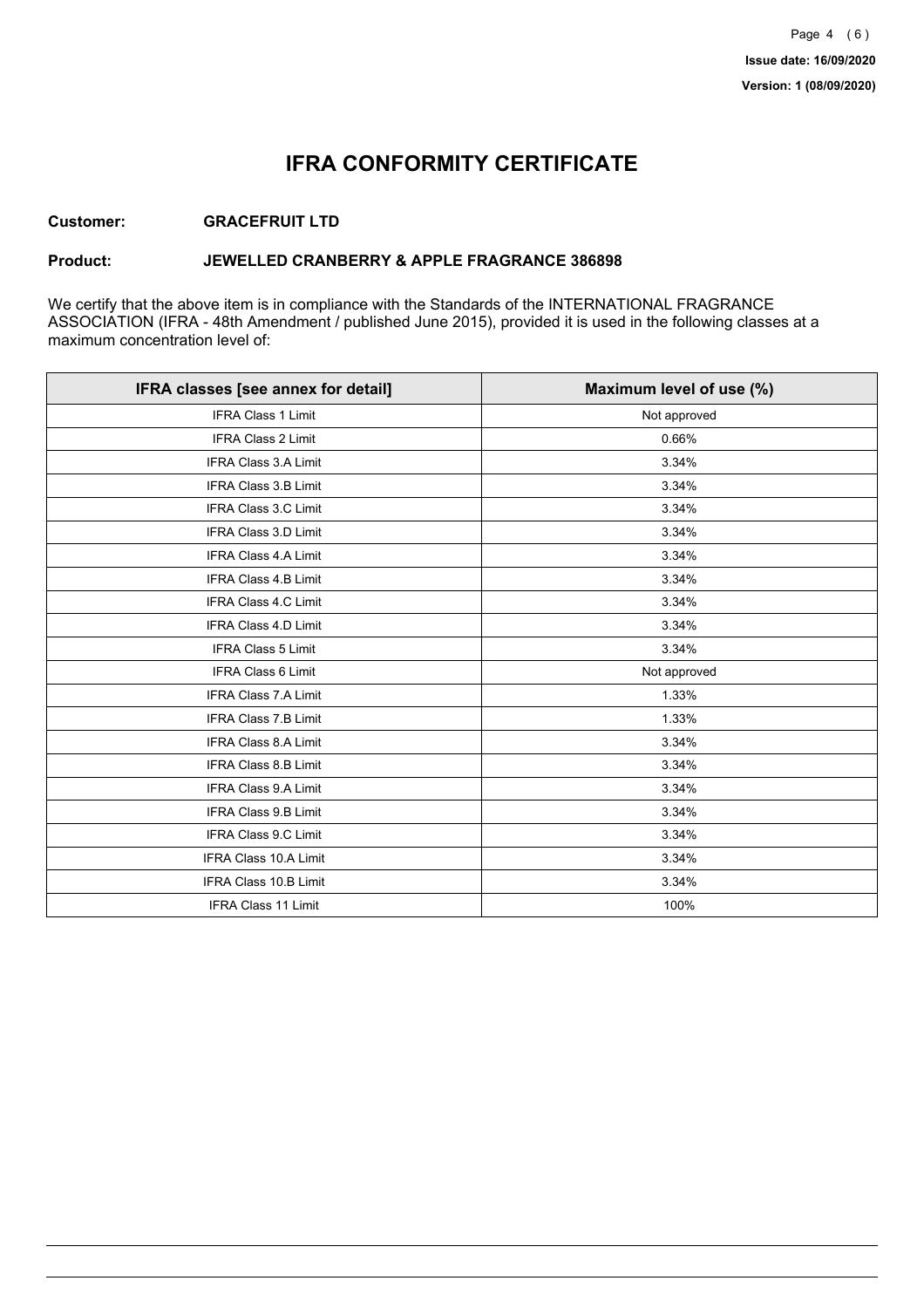**Issue date: 16/09/2020**
**Version: 1 (08/09/2020)**

# IFRA CONFORMITY CERTIFICATE

**Customer:** **GRACEFRUIT LTD**

**Product:** **JEWELLED CRANBERRY & APPLE FRAGRANCE 386898**

We certify that the above item is in compliance with the Standards of the INTERNATIONAL FRAGRANCE ASSOCIATION (IFRA - 48th Amendment / published June 2015), provided it is used in the following classes at a maximum concentration level of:

| IFRA classes [see annex for detail] | Maximum level of use (%) |
|---|---|
| IFRA Class 1 Limit | Not approved |
| IFRA Class 2 Limit | 0.66% |
| IFRA Class 3.A Limit | 3.34% |
| IFRA Class 3.B Limit | 3.34% |
| IFRA Class 3.C Limit | 3.34% |
| IFRA Class 3.D Limit | 3.34% |
| IFRA Class 4.A Limit | 3.34% |
| IFRA Class 4.B Limit | 3.34% |
| IFRA Class 4.C Limit | 3.34% |
| IFRA Class 4.D Limit | 3.34% |
| IFRA Class 5 Limit | 3.34% |
| IFRA Class 6 Limit | Not approved |
| IFRA Class 7.A Limit | 1.33% |
| IFRA Class 7.B Limit | 1.33% |
| IFRA Class 8.A Limit | 3.34% |
| IFRA Class 8.B Limit | 3.34% |
| IFRA Class 9.A Limit | 3.34% |
| IFRA Class 9.B Limit | 3.34% |
| IFRA Class 9.C Limit | 3.34% |
| IFRA Class 10.A Limit | 3.34% |
| IFRA Class 10.B Limit | 3.34% |
| IFRA Class 11 Limit | 100% |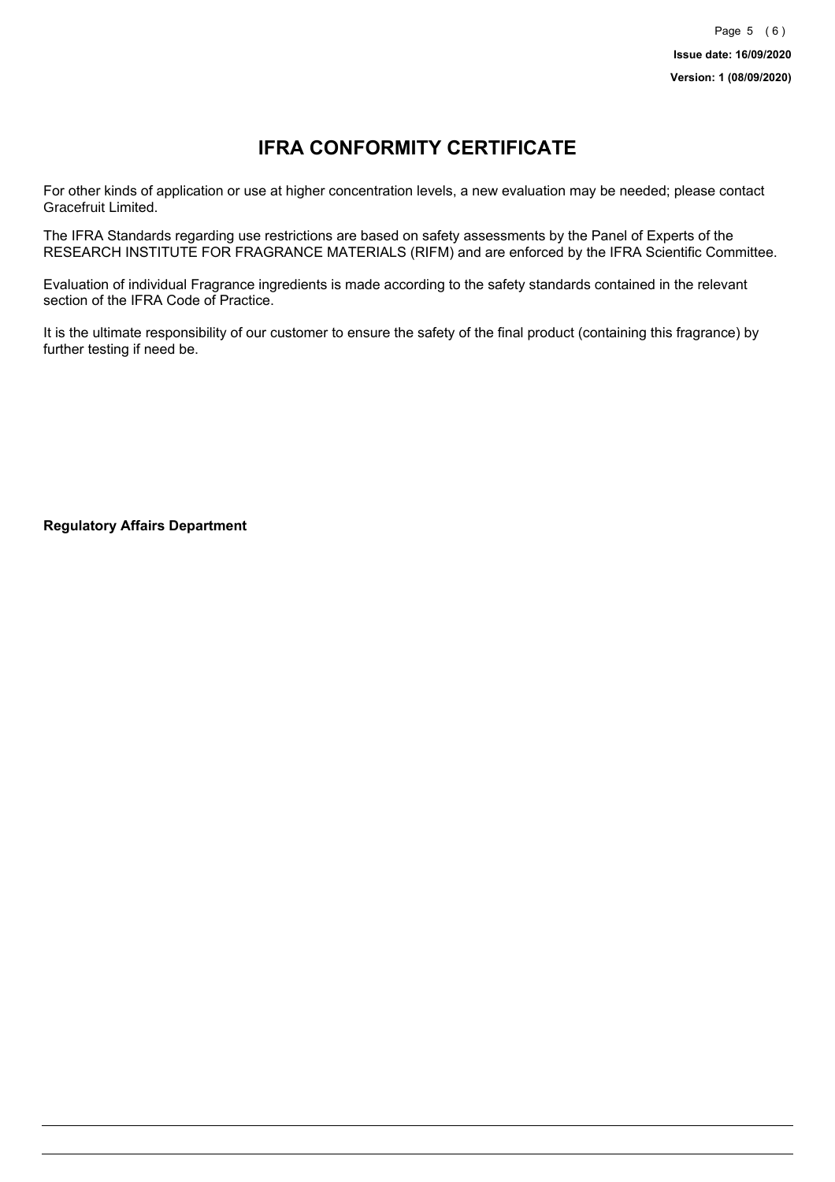# IFRA CONFORMITY CERTIFICATE

For other kinds of application or use at higher concentration levels, a new evaluation may be needed; please contact Gracefruit Limited.

The IFRA Standards regarding use restrictions are based on safety assessments by the Panel of Experts of the RESEARCH INSTITUTE FOR FRAGRANCE MATERIALS (RIFM) and are enforced by the IFRA Scientific Committee.

Evaluation of individual Fragrance ingredients is made according to the safety standards contained in the relevant section of the IFRA Code of Practice.

It is the ultimate responsibility of our customer to ensure the safety of the final product (containing this fragrance) by further testing if need be.

**Regulatory Affairs Department**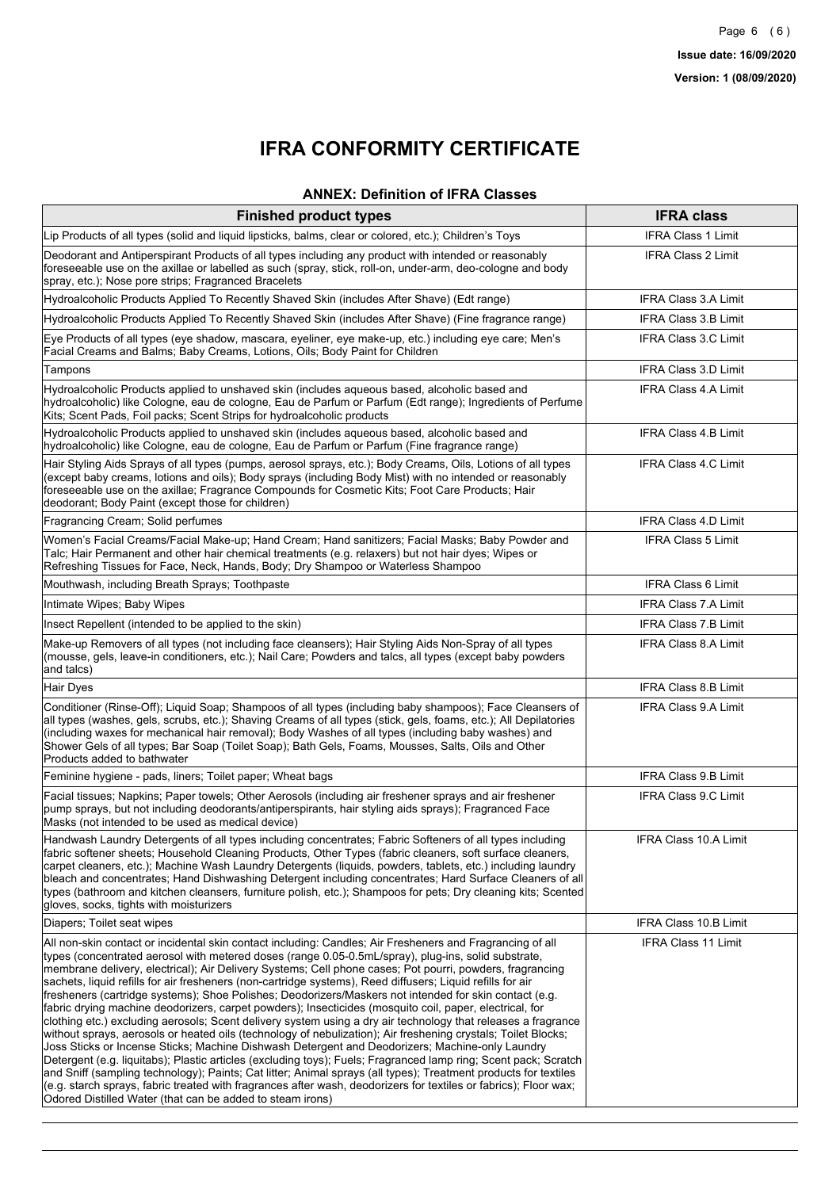**Issue date: 16/09/2020**

**Version: 1 (08/09/2020)**

# IFRA CONFORMITY CERTIFICATE

### ANNEX: Definition of IFRA Classes

| Finished product types | IFRA class |
|---|---|
| Lip Products of all types (solid and liquid lipsticks, balms, clear or colored, etc.); Children's Toys | IFRA Class 1 Limit |
| Deodorant and Antiperspirant Products of all types including any product with intended or reasonably foreseeable use on the axillae or labelled as such (spray, stick, roll-on, under-arm, deo-cologne and body spray, etc.); Nose pore strips; Fragranced Bracelets | IFRA Class 2 Limit |
| Hydroalcoholic Products Applied To Recently Shaved Skin (includes After Shave) (Edt range) | IFRA Class 3.A Limit |
| Hydroalcoholic Products Applied To Recently Shaved Skin (includes After Shave) (Fine fragrance range) | IFRA Class 3.B Limit |
| Eye Products of all types (eye shadow, mascara, eyeliner, eye make-up, etc.) including eye care; Men's Facial Creams and Balms; Baby Creams, Lotions, Oils; Body Paint for Children | IFRA Class 3.C Limit |
| Tampons | IFRA Class 3.D Limit |
| Hydroalcoholic Products applied to unshaved skin (includes aqueous based, alcoholic based and hydroalcoholic) like Cologne, eau de cologne, Eau de Parfum or Parfum (Edt range); Ingredients of Perfume Kits; Scent Pads, Foil packs; Scent Strips for hydroalcoholic products | IFRA Class 4.A Limit |
| Hydroalcoholic Products applied to unshaved skin (includes aqueous based, alcoholic based and hydroalcoholic) like Cologne, eau de cologne, Eau de Parfum or Parfum (Fine fragrance range) | IFRA Class 4.B Limit |
| Hair Styling Aids Sprays of all types (pumps, aerosol sprays, etc.); Body Creams, Oils, Lotions of all types (except baby creams, lotions and oils); Body sprays (including Body Mist) with no intended or reasonably foreseeable use on the axillae; Fragrance Compounds for Cosmetic Kits; Foot Care Products; Hair deodorant; Body Paint (except those for children) | IFRA Class 4.C Limit |
| Fragrancing Cream; Solid perfumes | IFRA Class 4.D Limit |
| Women's Facial Creams/Facial Make-up; Hand Cream; Hand sanitizers; Facial Masks; Baby Powder and Talc; Hair Permanent and other hair chemical treatments (e.g. relaxers) but not hair dyes; Wipes or Refreshing Tissues for Face, Neck, Hands, Body; Dry Shampoo or Waterless Shampoo | IFRA Class 5 Limit |
| Mouthwash, including Breath Sprays; Toothpaste | IFRA Class 6 Limit |
| Intimate Wipes; Baby Wipes | IFRA Class 7.A Limit |
| Insect Repellent (intended to be applied to the skin) | IFRA Class 7.B Limit |
| Make-up Removers of all types (not including face cleansers); Hair Styling Aids Non-Spray of all types (mousse, gels, leave-in conditioners, etc.); Nail Care; Powders and talcs, all types (except baby powders and talcs) | IFRA Class 8.A Limit |
| Hair Dyes | IFRA Class 8.B Limit |
| Conditioner (Rinse-Off); Liquid Soap; Shampoos of all types (including baby shampoos); Face Cleansers of all types (washes, gels, scrubs, etc.); Shaving Creams of all types (stick, gels, foams, etc.); All Depilatories (including waxes for mechanical hair removal); Body Washes of all types (including baby washes) and Shower Gels of all types; Bar Soap (Toilet Soap); Bath Gels, Foams, Mousses, Salts, Oils and Other Products added to bathwater | IFRA Class 9.A Limit |
| Feminine hygiene - pads, liners; Toilet paper; Wheat bags | IFRA Class 9.B Limit |
| Facial tissues; Napkins; Paper towels; Other Aerosols (including air freshener sprays and air freshener pump sprays, but not including deodorants/antiperspirants, hair styling aids sprays); Fragranced Face Masks (not intended to be used as medical device) | IFRA Class 9.C Limit |
| Handwash Laundry Detergents of all types including concentrates; Fabric Softeners of all types including fabric softener sheets; Household Cleaning Products, Other Types (fabric cleaners, soft surface cleaners, carpet cleaners, etc.); Machine Wash Laundry Detergents (liquids, powders, tablets, etc.) including laundry bleach and concentrates; Hand Dishwashing Detergent including concentrates; Hard Surface Cleaners of all types (bathroom and kitchen cleansers, furniture polish, etc.); Shampoos for pets; Dry cleaning kits; Scented gloves, socks, tights with moisturizers | IFRA Class 10.A Limit |
| Diapers; Toilet seat wipes | IFRA Class 10.B Limit |
| All non-skin contact or incidental skin contact including: Candles; Air Fresheners and Fragrancing of all types (concentrated aerosol with metered doses (range 0.05-0.5mL/spray), plug-ins, solid substrate, membrane delivery, electrical); Air Delivery Systems; Cell phone cases; Pot pourri, powders, fragrancing sachets, liquid refills for air fresheners (non-cartridge systems), Reed diffusers; Liquid refills for air fresheners (cartridge systems); Shoe Polishes; Deodorizers/Maskers not intended for skin contact (e.g. fabric drying machine deodorizers, carpet powders); Insecticides (mosquito coil, paper, electrical, for clothing etc.) excluding aerosols; Scent delivery system using a dry air technology that releases a fragrance without sprays, aerosols or heated oils (technology of nebulization); Air freshening crystals; Toilet Blocks; Joss Sticks or Incense Sticks; Machine Dishwash Detergent and Deodorizers; Machine-only Laundry Detergent (e.g. liquitabs); Plastic articles (excluding toys); Fuels; Fragranced lamp ring; Scent pack; Scratch and Sniff (sampling technology); Paints; Cat litter; Animal sprays (all types); Treatment products for textiles (e.g. starch sprays, fabric treated with fragrances after wash, deodorizers for textiles or fabrics); Floor wax; Odored Distilled Water (that can be added to steam irons) | IFRA Class 11 Limit |